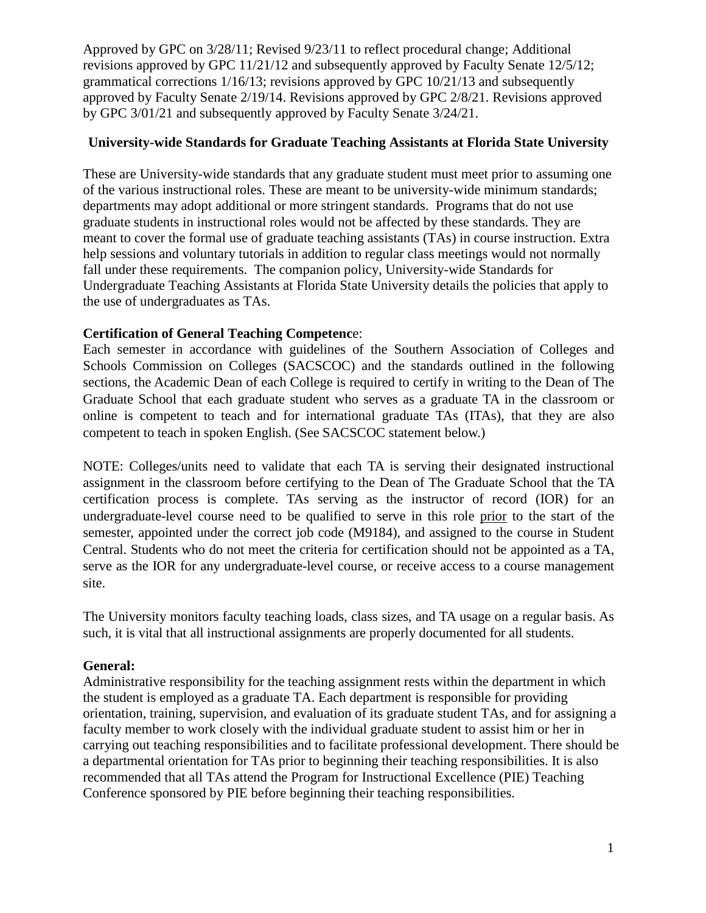Approved by GPC on 3/28/11; Revised 9/23/11 to reflect procedural change; Additional revisions approved by GPC 11/21/12 and subsequently approved by Faculty Senate 12/5/12; grammatical corrections 1/16/13; revisions approved by GPC 10/21/13 and subsequently approved by Faculty Senate 2/19/14. Revisions approved by GPC 2/8/21. Revisions approved by GPC 3/01/21 and subsequently approved by Faculty Senate 3/24/21.

# University-wide Standards for Graduate Teaching Assistants at Florida State University

These are University-wide standards that any graduate student must meet prior to assuming one of the various instructional roles. These are meant to be university-wide minimum standards; departments may adopt additional or more stringent standards. Programs that do not use graduate students in instructional roles would not be affected by these standards. They are meant to cover the formal use of graduate teaching assistants (TAs) in course instruction. Extra help sessions and voluntary tutorials in addition to regular class meetings would not normally fall under these requirements. The companion policy, University-wide Standards for Undergraduate Teaching Assistants at Florida State University details the policies that apply to the use of undergraduates as TAs.

**Certification of General Teaching Competence:**
Each semester in accordance with guidelines of the Southern Association of Colleges and Schools Commission on Colleges (SACSCOC) and the standards outlined in the following sections, the Academic Dean of each College is required to certify in writing to the Dean of The Graduate School that each graduate student who serves as a graduate TA in the classroom or online is competent to teach and for international graduate TAs (ITAs), that they are also competent to teach in spoken English. (See SACSCOC statement below.)

NOTE: Colleges/units need to validate that each TA is serving their designated instructional assignment in the classroom before certifying to the Dean of The Graduate School that the TA certification process is complete. TAs serving as the instructor of record (IOR) for an undergraduate-level course need to be qualified to serve in this role prior to the start of the semester, appointed under the correct job code (M9184), and assigned to the course in Student Central. Students who do not meet the criteria for certification should not be appointed as a TA, serve as the IOR for any undergraduate-level course, or receive access to a course management site.

The University monitors faculty teaching loads, class sizes, and TA usage on a regular basis. As such, it is vital that all instructional assignments are properly documented for all students.

**General:**
Administrative responsibility for the teaching assignment rests within the department in which the student is employed as a graduate TA. Each department is responsible for providing orientation, training, supervision, and evaluation of its graduate student TAs, and for assigning a faculty member to work closely with the individual graduate student to assist him or her in carrying out teaching responsibilities and to facilitate professional development. There should be a departmental orientation for TAs prior to beginning their teaching responsibilities. It is also recommended that all TAs attend the Program for Instructional Excellence (PIE) Teaching Conference sponsored by PIE before beginning their teaching responsibilities.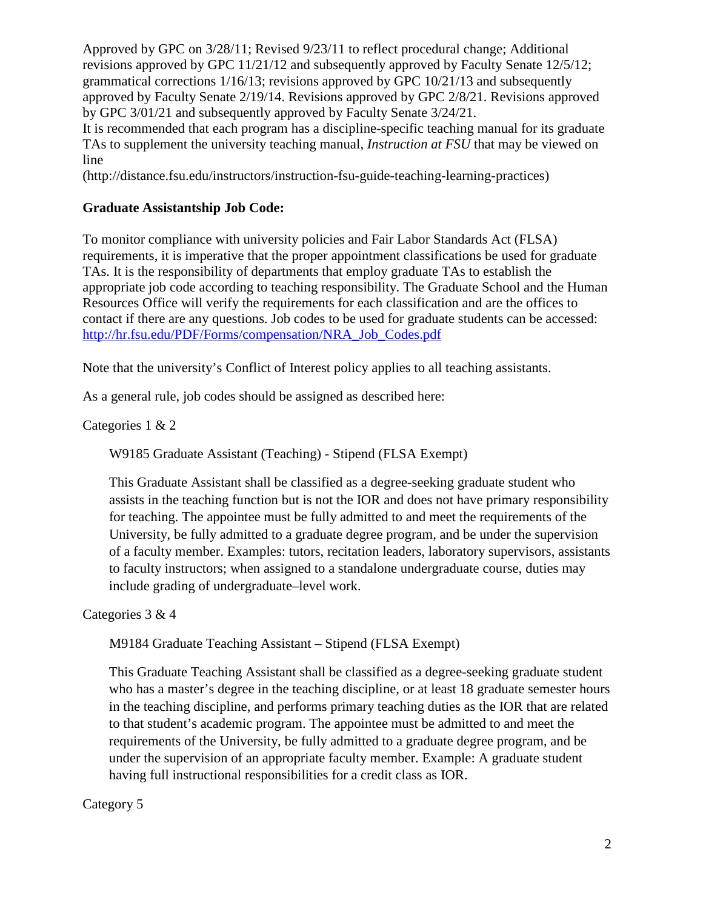Approved by GPC on 3/28/11; Revised 9/23/11 to reflect procedural change; Additional revisions approved by GPC 11/21/12 and subsequently approved by Faculty Senate 12/5/12; grammatical corrections 1/16/13; revisions approved by GPC 10/21/13 and subsequently approved by Faculty Senate 2/19/14. Revisions approved by GPC 2/8/21. Revisions approved by GPC 3/01/21 and subsequently approved by Faculty Senate 3/24/21.

It is recommended that each program has a discipline-specific teaching manual for its graduate TAs to supplement the university teaching manual, *Instruction at FSU* that may be viewed on line (http://distance.fsu.edu/instructors/instruction-fsu-guide-teaching-learning-practices)

**Graduate Assistantship Job Code:**

To monitor compliance with university policies and Fair Labor Standards Act (FLSA) requirements, it is imperative that the proper appointment classifications be used for graduate TAs. It is the responsibility of departments that employ graduate TAs to establish the appropriate job code according to teaching responsibility. The Graduate School and the Human Resources Office will verify the requirements for each classification and are the offices to contact if there are any questions. Job codes to be used for graduate students can be accessed: [http://hr.fsu.edu/PDF/Forms/compensation/NRA_Job_Codes.pdf](http://hr.fsu.edu/PDF/Forms/compensation/NRA_Job_Codes.pdf)

Note that the university's Conflict of Interest policy applies to all teaching assistants.

As a general rule, job codes should be assigned as described here:

Categories 1 & 2

W9185 Graduate Assistant (Teaching) - Stipend (FLSA Exempt)

This Graduate Assistant shall be classified as a degree-seeking graduate student who assists in the teaching function but is not the IOR and does not have primary responsibility for teaching. The appointee must be fully admitted to and meet the requirements of the University, be fully admitted to a graduate degree program, and be under the supervision of a faculty member. Examples: tutors, recitation leaders, laboratory supervisors, assistants to faculty instructors; when assigned to a standalone undergraduate course, duties may include grading of undergraduate–level work.

Categories 3 & 4

M9184 Graduate Teaching Assistant – Stipend (FLSA Exempt)

This Graduate Teaching Assistant shall be classified as a degree-seeking graduate student who has a master's degree in the teaching discipline, or at least 18 graduate semester hours in the teaching discipline, and performs primary teaching duties as the IOR that are related to that student's academic program. The appointee must be admitted to and meet the requirements of the University, be fully admitted to a graduate degree program, and be under the supervision of an appropriate faculty member. Example: A graduate student having full instructional responsibilities for a credit class as IOR.

Category 5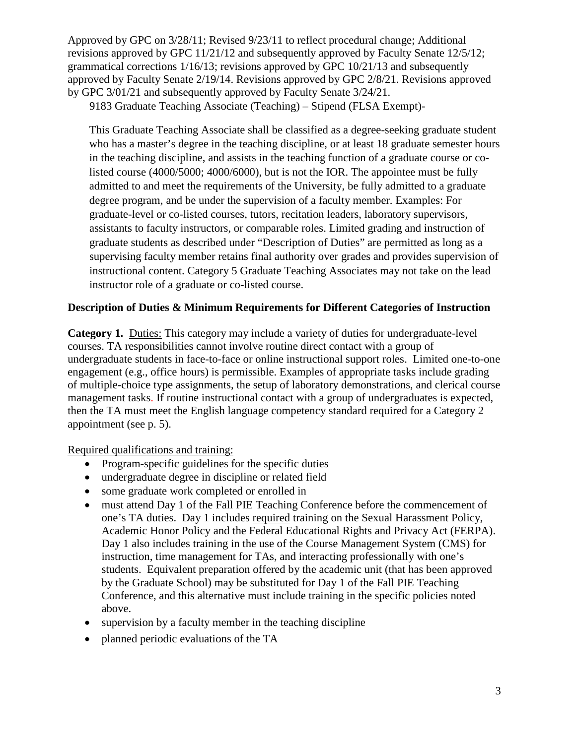Approved by GPC on 3/28/11; Revised 9/23/11 to reflect procedural change; Additional revisions approved by GPC 11/21/12 and subsequently approved by Faculty Senate 12/5/12; grammatical corrections 1/16/13; revisions approved by GPC 10/21/13 and subsequently approved by Faculty Senate 2/19/14. Revisions approved by GPC 2/8/21. Revisions approved by GPC 3/01/21 and subsequently approved by Faculty Senate 3/24/21.

9183 Graduate Teaching Associate (Teaching) – Stipend (FLSA Exempt)-

This Graduate Teaching Associate shall be classified as a degree-seeking graduate student who has a master's degree in the teaching discipline, or at least 18 graduate semester hours in the teaching discipline, and assists in the teaching function of a graduate course or co-listed course (4000/5000; 4000/6000), but is not the IOR. The appointee must be fully admitted to and meet the requirements of the University, be fully admitted to a graduate degree program, and be under the supervision of a faculty member. Examples: For graduate-level or co-listed courses, tutors, recitation leaders, laboratory supervisors, assistants to faculty instructors, or comparable roles. Limited grading and instruction of graduate students as described under "Description of Duties" are permitted as long as a supervising faculty member retains final authority over grades and provides supervision of instructional content. Category 5 Graduate Teaching Associates may not take on the lead instructor role of a graduate or co-listed course.

**Description of Duties & Minimum Requirements for Different Categories of Instruction**

**Category 1.** Duties: This category may include a variety of duties for undergraduate-level courses. TA responsibilities cannot involve routine direct contact with a group of undergraduate students in face-to-face or online instructional support roles. Limited one-to-one engagement (e.g., office hours) is permissible. Examples of appropriate tasks include grading of multiple-choice type assignments, the setup of laboratory demonstrations, and clerical course management tasks. If routine instructional contact with a group of undergraduates is expected, then the TA must meet the English language competency standard required for a Category 2 appointment (see p. 5).

Required qualifications and training:

- Program-specific guidelines for the specific duties
- undergraduate degree in discipline or related field
- some graduate work completed or enrolled in
- must attend Day 1 of the Fall PIE Teaching Conference before the commencement of one's TA duties. Day 1 includes required training on the Sexual Harassment Policy, Academic Honor Policy and the Federal Educational Rights and Privacy Act (FERPA). Day 1 also includes training in the use of the Course Management System (CMS) for instruction, time management for TAs, and interacting professionally with one's students. Equivalent preparation offered by the academic unit (that has been approved by the Graduate School) may be substituted for Day 1 of the Fall PIE Teaching Conference, and this alternative must include training in the specific policies noted above.
- supervision by a faculty member in the teaching discipline
- planned periodic evaluations of the TA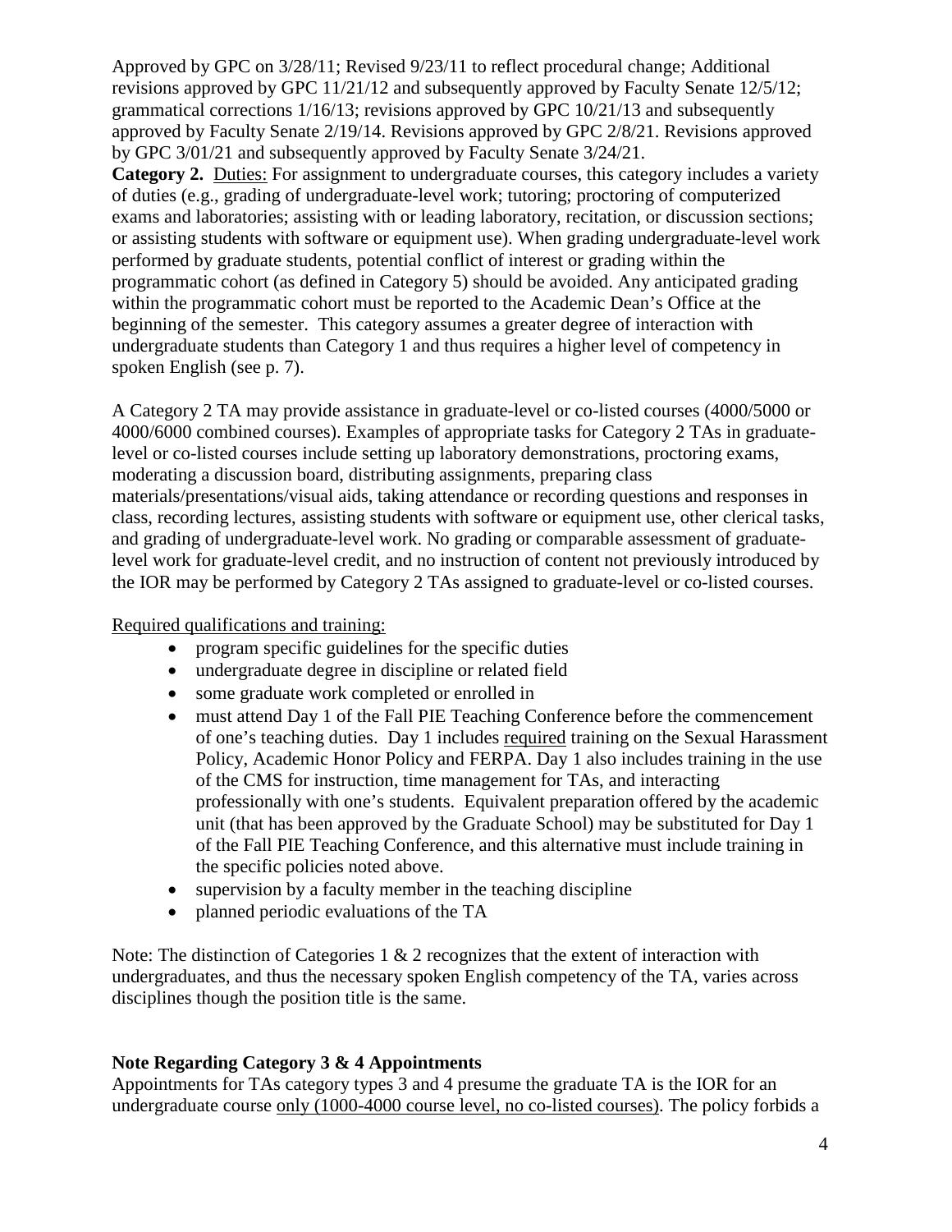Approved by GPC on 3/28/11; Revised 9/23/11 to reflect procedural change; Additional revisions approved by GPC 11/21/12 and subsequently approved by Faculty Senate 12/5/12; grammatical corrections 1/16/13; revisions approved by GPC 10/21/13 and subsequently approved by Faculty Senate 2/19/14. Revisions approved by GPC 2/8/21. Revisions approved by GPC 3/01/21 and subsequently approved by Faculty Senate 3/24/21.

**Category 2.** Duties: For assignment to undergraduate courses, this category includes a variety of duties (e.g., grading of undergraduate-level work; tutoring; proctoring of computerized exams and laboratories; assisting with or leading laboratory, recitation, or discussion sections; or assisting students with software or equipment use). When grading undergraduate-level work performed by graduate students, potential conflict of interest or grading within the programmatic cohort (as defined in Category 5) should be avoided. Any anticipated grading within the programmatic cohort must be reported to the Academic Dean's Office at the beginning of the semester. This category assumes a greater degree of interaction with undergraduate students than Category 1 and thus requires a higher level of competency in spoken English (see p. 7).

A Category 2 TA may provide assistance in graduate-level or co-listed courses (4000/5000 or 4000/6000 combined courses). Examples of appropriate tasks for Category 2 TAs in graduate-level or co-listed courses include setting up laboratory demonstrations, proctoring exams, moderating a discussion board, distributing assignments, preparing class materials/presentations/visual aids, taking attendance or recording questions and responses in class, recording lectures, assisting students with software or equipment use, other clerical tasks, and grading of undergraduate-level work. No grading or comparable assessment of graduate-level work for graduate-level credit, and no instruction of content not previously introduced by the IOR may be performed by Category 2 TAs assigned to graduate-level or co-listed courses.

Required qualifications and training:

- program specific guidelines for the specific duties
- undergraduate degree in discipline or related field
- some graduate work completed or enrolled in
- must attend Day 1 of the Fall PIE Teaching Conference before the commencement of one's teaching duties. Day 1 includes required training on the Sexual Harassment Policy, Academic Honor Policy and FERPA. Day 1 also includes training in the use of the CMS for instruction, time management for TAs, and interacting professionally with one's students. Equivalent preparation offered by the academic unit (that has been approved by the Graduate School) may be substituted for Day 1 of the Fall PIE Teaching Conference, and this alternative must include training in the specific policies noted above.
- supervision by a faculty member in the teaching discipline
- planned periodic evaluations of the TA

Note: The distinction of Categories 1 & 2 recognizes that the extent of interaction with undergraduates, and thus the necessary spoken English competency of the TA, varies across disciplines though the position title is the same.

**Note Regarding Category 3 & 4 Appointments**

Appointments for TAs category types 3 and 4 presume the graduate TA is the IOR for an undergraduate course only (1000-4000 course level, no co-listed courses). The policy forbids a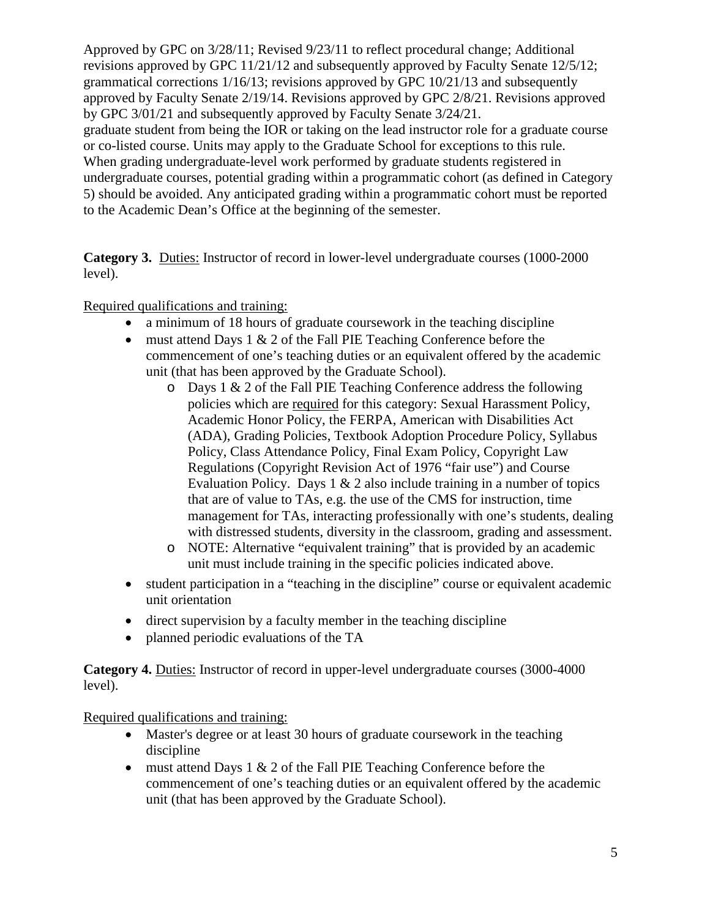Approved by GPC on 3/28/11; Revised 9/23/11 to reflect procedural change; Additional revisions approved by GPC 11/21/12 and subsequently approved by Faculty Senate 12/5/12; grammatical corrections 1/16/13; revisions approved by GPC 10/21/13 and subsequently approved by Faculty Senate 2/19/14. Revisions approved by GPC 2/8/21. Revisions approved by GPC 3/01/21 and subsequently approved by Faculty Senate 3/24/21.

graduate student from being the IOR or taking on the lead instructor role for a graduate course or co-listed course. Units may apply to the Graduate School for exceptions to this rule. When grading undergraduate-level work performed by graduate students registered in undergraduate courses, potential grading within a programmatic cohort (as defined in Category 5) should be avoided. Any anticipated grading within a programmatic cohort must be reported to the Academic Dean's Office at the beginning of the semester.

**Category 3.** Duties: Instructor of record in lower-level undergraduate courses (1000-2000 level).

Required qualifications and training:

- a minimum of 18 hours of graduate coursework in the teaching discipline
- must attend Days 1 & 2 of the Fall PIE Teaching Conference before the commencement of one's teaching duties or an equivalent offered by the academic unit (that has been approved by the Graduate School).
  - Days 1 & 2 of the Fall PIE Teaching Conference address the following policies which are required for this category: Sexual Harassment Policy, Academic Honor Policy, the FERPA, American with Disabilities Act (ADA), Grading Policies, Textbook Adoption Procedure Policy, Syllabus Policy, Class Attendance Policy, Final Exam Policy, Copyright Law Regulations (Copyright Revision Act of 1976 "fair use") and Course Evaluation Policy. Days 1 & 2 also include training in a number of topics that are of value to TAs, e.g. the use of the CMS for instruction, time management for TAs, interacting professionally with one's students, dealing with distressed students, diversity in the classroom, grading and assessment.
  - NOTE: Alternative "equivalent training" that is provided by an academic unit must include training in the specific policies indicated above.
- student participation in a "teaching in the discipline" course or equivalent academic unit orientation
- direct supervision by a faculty member in the teaching discipline
- planned periodic evaluations of the TA

**Category 4.** Duties: Instructor of record in upper-level undergraduate courses (3000-4000 level).

Required qualifications and training:

- Master's degree or at least 30 hours of graduate coursework in the teaching discipline
- must attend Days 1 & 2 of the Fall PIE Teaching Conference before the commencement of one's teaching duties or an equivalent offered by the academic unit (that has been approved by the Graduate School).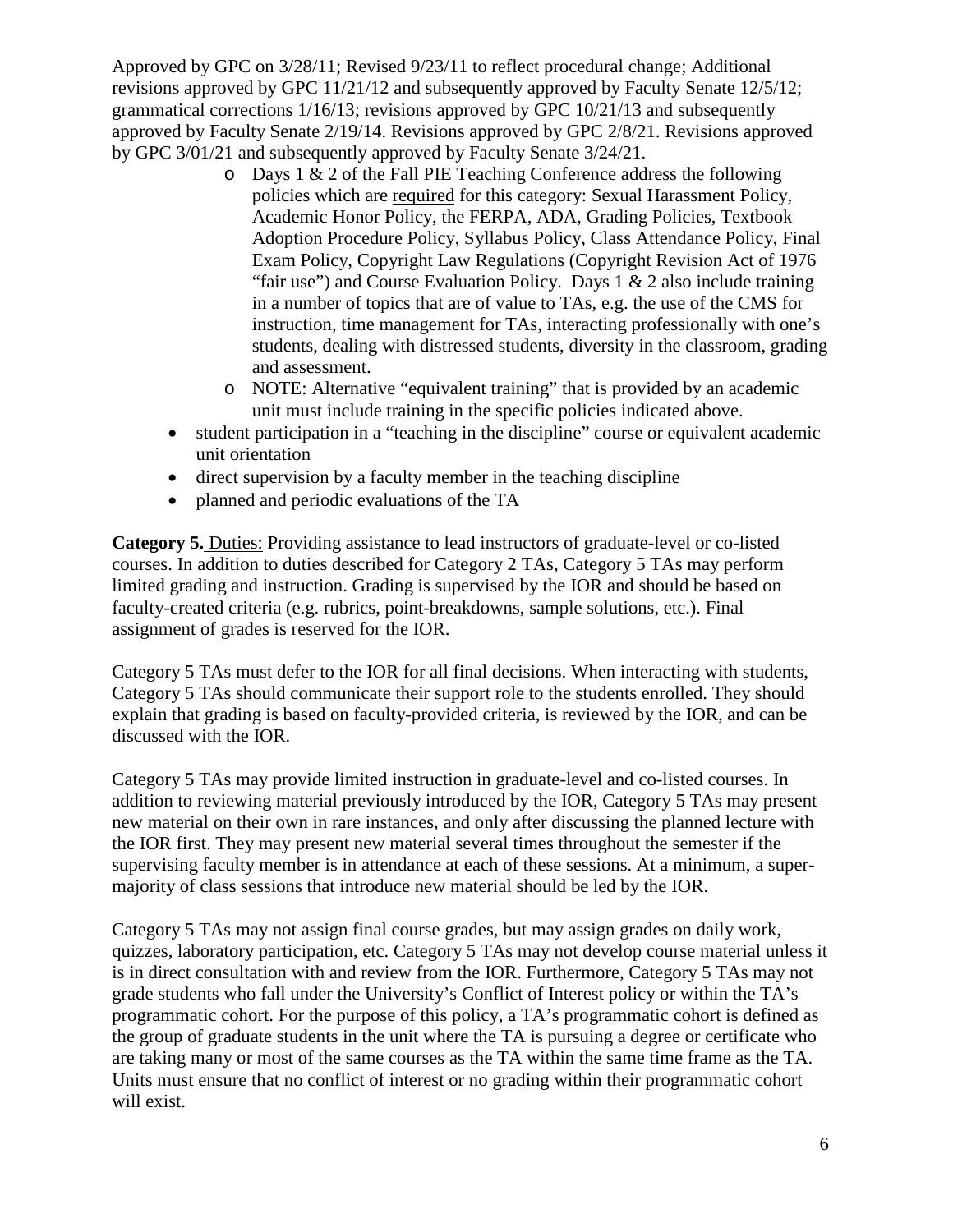Approved by GPC on 3/28/11; Revised 9/23/11 to reflect procedural change; Additional revisions approved by GPC 11/21/12 and subsequently approved by Faculty Senate 12/5/12; grammatical corrections 1/16/13; revisions approved by GPC 10/21/13 and subsequently approved by Faculty Senate 2/19/14. Revisions approved by GPC 2/8/21. Revisions approved by GPC 3/01/21 and subsequently approved by Faculty Senate 3/24/21.

    - Days 1 & 2 of the Fall PIE Teaching Conference address the following policies which are required for this category: Sexual Harassment Policy, Academic Honor Policy, the FERPA, ADA, Grading Policies, Textbook Adoption Procedure Policy, Syllabus Policy, Class Attendance Policy, Final Exam Policy, Copyright Law Regulations (Copyright Revision Act of 1976 "fair use") and Course Evaluation Policy. Days 1 & 2 also include training in a number of topics that are of value to TAs, e.g. the use of the CMS for instruction, time management for TAs, interacting professionally with one's students, dealing with distressed students, diversity in the classroom, grading and assessment.
    - NOTE: Alternative "equivalent training" that is provided by an academic unit must include training in the specific policies indicated above.
- student participation in a "teaching in the discipline" course or equivalent academic unit orientation
- direct supervision by a faculty member in the teaching discipline
- planned and periodic evaluations of the TA

**Category 5.** Duties: Providing assistance to lead instructors of graduate-level or co-listed courses. In addition to duties described for Category 2 TAs, Category 5 TAs may perform limited grading and instruction. Grading is supervised by the IOR and should be based on faculty-created criteria (e.g. rubrics, point-breakdowns, sample solutions, etc.). Final assignment of grades is reserved for the IOR.

Category 5 TAs must defer to the IOR for all final decisions. When interacting with students, Category 5 TAs should communicate their support role to the students enrolled. They should explain that grading is based on faculty-provided criteria, is reviewed by the IOR, and can be discussed with the IOR.

Category 5 TAs may provide limited instruction in graduate-level and co-listed courses. In addition to reviewing material previously introduced by the IOR, Category 5 TAs may present new material on their own in rare instances, and only after discussing the planned lecture with the IOR first. They may present new material several times throughout the semester if the supervising faculty member is in attendance at each of these sessions. At a minimum, a super-majority of class sessions that introduce new material should be led by the IOR.

Category 5 TAs may not assign final course grades, but may assign grades on daily work, quizzes, laboratory participation, etc. Category 5 TAs may not develop course material unless it is in direct consultation with and review from the IOR. Furthermore, Category 5 TAs may not grade students who fall under the University's Conflict of Interest policy or within the TA's programmatic cohort. For the purpose of this policy, a TA's programmatic cohort is defined as the group of graduate students in the unit where the TA is pursuing a degree or certificate who are taking many or most of the same courses as the TA within the same time frame as the TA. Units must ensure that no conflict of interest or no grading within their programmatic cohort will exist.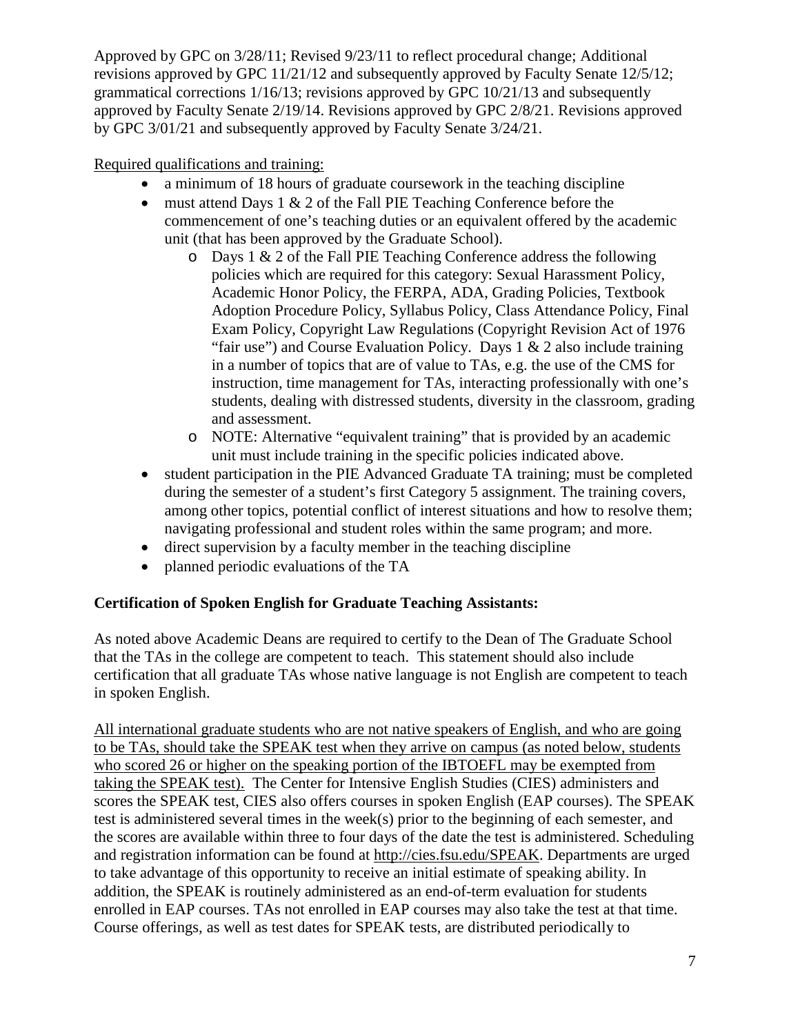Approved by GPC on 3/28/11; Revised 9/23/11 to reflect procedural change; Additional revisions approved by GPC 11/21/12 and subsequently approved by Faculty Senate 12/5/12; grammatical corrections 1/16/13; revisions approved by GPC 10/21/13 and subsequently approved by Faculty Senate 2/19/14. Revisions approved by GPC 2/8/21. Revisions approved by GPC 3/01/21 and subsequently approved by Faculty Senate 3/24/21.

Required qualifications and training:

- a minimum of 18 hours of graduate coursework in the teaching discipline
- must attend Days 1 & 2 of the Fall PIE Teaching Conference before the commencement of one's teaching duties or an equivalent offered by the academic unit (that has been approved by the Graduate School).
    - Days 1 & 2 of the Fall PIE Teaching Conference address the following policies which are required for this category: Sexual Harassment Policy, Academic Honor Policy, the FERPA, ADA, Grading Policies, Textbook Adoption Procedure Policy, Syllabus Policy, Class Attendance Policy, Final Exam Policy, Copyright Law Regulations (Copyright Revision Act of 1976 "fair use") and Course Evaluation Policy. Days 1 & 2 also include training in a number of topics that are of value to TAs, e.g. the use of the CMS for instruction, time management for TAs, interacting professionally with one's students, dealing with distressed students, diversity in the classroom, grading and assessment.
    - NOTE: Alternative "equivalent training" that is provided by an academic unit must include training in the specific policies indicated above.
- student participation in the PIE Advanced Graduate TA training; must be completed during the semester of a student's first Category 5 assignment. The training covers, among other topics, potential conflict of interest situations and how to resolve them; navigating professional and student roles within the same program; and more.
- direct supervision by a faculty member in the teaching discipline
- planned periodic evaluations of the TA

**Certification of Spoken English for Graduate Teaching Assistants:**

As noted above Academic Deans are required to certify to the Dean of The Graduate School that the TAs in the college are competent to teach. This statement should also include certification that all graduate TAs whose native language is not English are competent to teach in spoken English.

All international graduate students who are not native speakers of English, and who are going to be TAs, should take the SPEAK test when they arrive on campus (as noted below, students who scored 26 or higher on the speaking portion of the IBTOEFL may be exempted from taking the SPEAK test). The Center for Intensive English Studies (CIES) administers and scores the SPEAK test, CIES also offers courses in spoken English (EAP courses). The SPEAK test is administered several times in the week(s) prior to the beginning of each semester, and the scores are available within three to four days of the date the test is administered. Scheduling and registration information can be found at http://cies.fsu.edu/SPEAK. Departments are urged to take advantage of this opportunity to receive an initial estimate of speaking ability. In addition, the SPEAK is routinely administered as an end-of-term evaluation for students enrolled in EAP courses. TAs not enrolled in EAP courses may also take the test at that time. Course offerings, as well as test dates for SPEAK tests, are distributed periodically to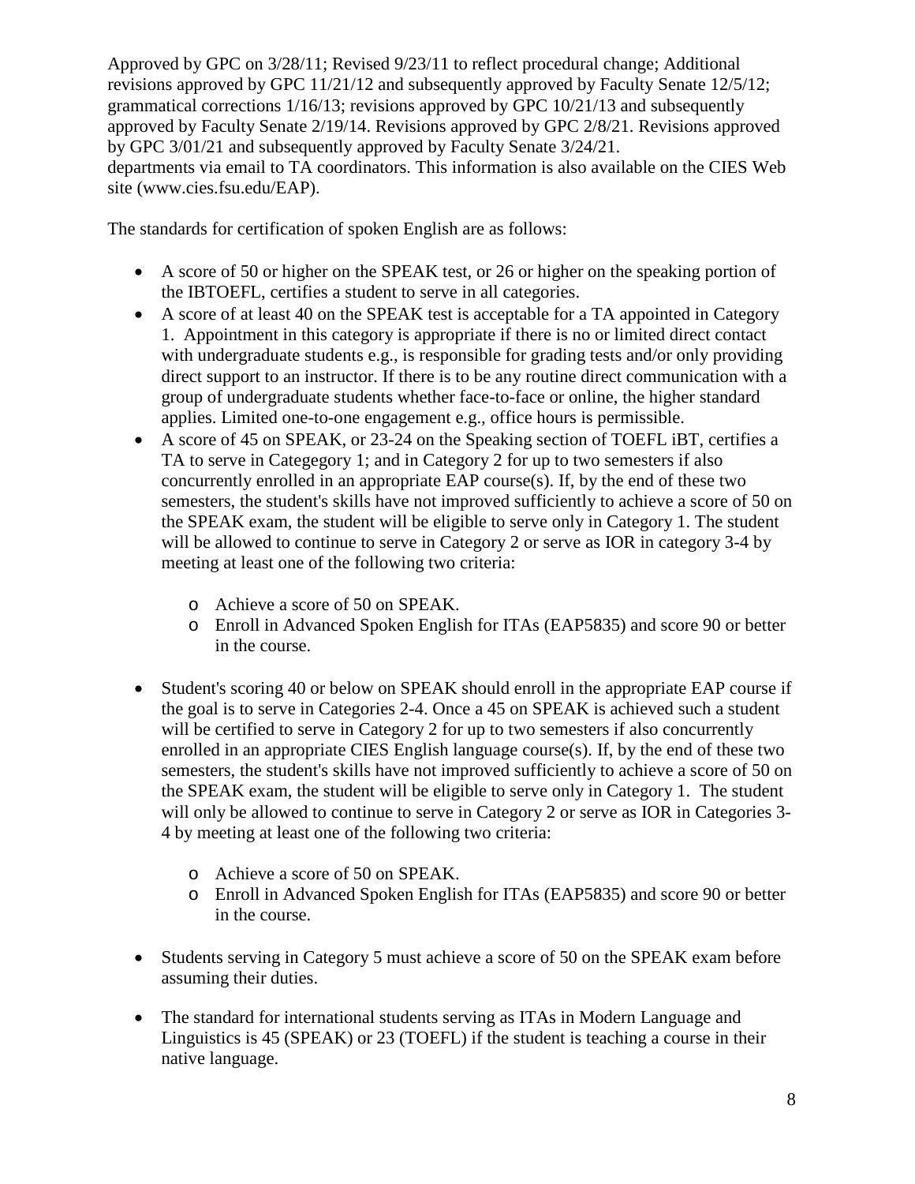Approved by GPC on 3/28/11; Revised 9/23/11 to reflect procedural change; Additional revisions approved by GPC 11/21/12 and subsequently approved by Faculty Senate 12/5/12; grammatical corrections 1/16/13; revisions approved by GPC 10/21/13 and subsequently approved by Faculty Senate 2/19/14. Revisions approved by GPC 2/8/21. Revisions approved by GPC 3/01/21 and subsequently approved by Faculty Senate 3/24/21.
departments via email to TA coordinators. This information is also available on the CIES Web site (www.cies.fsu.edu/EAP).

The standards for certification of spoken English are as follows:

- A score of 50 or higher on the SPEAK test, or 26 or higher on the speaking portion of the IBTOEFL, certifies a student to serve in all categories.
- A score of at least 40 on the SPEAK test is acceptable for a TA appointed in Category 1. Appointment in this category is appropriate if there is no or limited direct contact with undergraduate students e.g., is responsible for grading tests and/or only providing direct support to an instructor. If there is to be any routine direct communication with a group of undergraduate students whether face-to-face or online, the higher standard applies. Limited one-to-one engagement e.g., office hours is permissible.
- A score of 45 on SPEAK, or 23-24 on the Speaking section of TOEFL iBT, certifies a TA to serve in Categegory 1; and in Category 2 for up to two semesters if also concurrently enrolled in an appropriate EAP course(s). If, by the end of these two semesters, the student's skills have not improved sufficiently to achieve a score of 50 on the SPEAK exam, the student will be eligible to serve only in Category 1. The student will be allowed to continue to serve in Category 2 or serve as IOR in category 3-4 by meeting at least one of the following two criteria:
  - Achieve a score of 50 on SPEAK.
  - Enroll in Advanced Spoken English for ITAs (EAP5835) and score 90 or better in the course.
- Student's scoring 40 or below on SPEAK should enroll in the appropriate EAP course if the goal is to serve in Categories 2-4. Once a 45 on SPEAK is achieved such a student will be certified to serve in Category 2 for up to two semesters if also concurrently enrolled in an appropriate CIES English language course(s). If, by the end of these two semesters, the student's skills have not improved sufficiently to achieve a score of 50 on the SPEAK exam, the student will be eligible to serve only in Category 1. The student will only be allowed to continue to serve in Category 2 or serve as IOR in Categories 3-4 by meeting at least one of the following two criteria:
  - Achieve a score of 50 on SPEAK.
  - Enroll in Advanced Spoken English for ITAs (EAP5835) and score 90 or better in the course.
- Students serving in Category 5 must achieve a score of 50 on the SPEAK exam before assuming their duties.
- The standard for international students serving as ITAs in Modern Language and Linguistics is 45 (SPEAK) or 23 (TOEFL) if the student is teaching a course in their native language.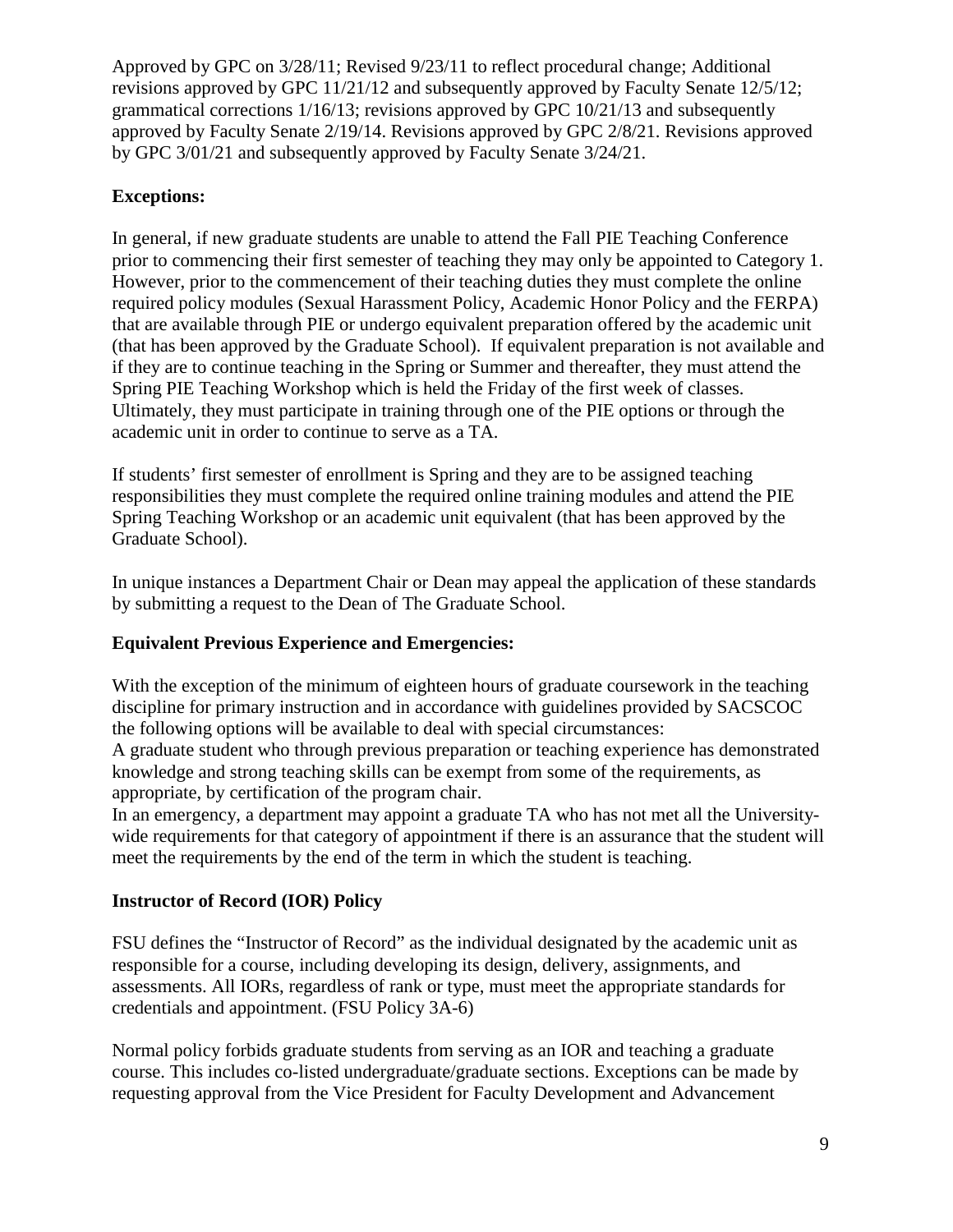Approved by GPC on 3/28/11; Revised 9/23/11 to reflect procedural change; Additional revisions approved by GPC 11/21/12 and subsequently approved by Faculty Senate 12/5/12; grammatical corrections 1/16/13; revisions approved by GPC 10/21/13 and subsequently approved by Faculty Senate 2/19/14. Revisions approved by GPC 2/8/21. Revisions approved by GPC 3/01/21 and subsequently approved by Faculty Senate 3/24/21.

**Exceptions:**

In general, if new graduate students are unable to attend the Fall PIE Teaching Conference prior to commencing their first semester of teaching they may only be appointed to Category 1. However, prior to the commencement of their teaching duties they must complete the online required policy modules (Sexual Harassment Policy, Academic Honor Policy and the FERPA) that are available through PIE or undergo equivalent preparation offered by the academic unit (that has been approved by the Graduate School). If equivalent preparation is not available and if they are to continue teaching in the Spring or Summer and thereafter, they must attend the Spring PIE Teaching Workshop which is held the Friday of the first week of classes. Ultimately, they must participate in training through one of the PIE options or through the academic unit in order to continue to serve as a TA.

If students' first semester of enrollment is Spring and they are to be assigned teaching responsibilities they must complete the required online training modules and attend the PIE Spring Teaching Workshop or an academic unit equivalent (that has been approved by the Graduate School).

In unique instances a Department Chair or Dean may appeal the application of these standards by submitting a request to the Dean of The Graduate School.

**Equivalent Previous Experience and Emergencies:**

With the exception of the minimum of eighteen hours of graduate coursework in the teaching discipline for primary instruction and in accordance with guidelines provided by SACSCOC the following options will be available to deal with special circumstances:

A graduate student who through previous preparation or teaching experience has demonstrated knowledge and strong teaching skills can be exempt from some of the requirements, as appropriate, by certification of the program chair.

In an emergency, a department may appoint a graduate TA who has not met all the University-wide requirements for that category of appointment if there is an assurance that the student will meet the requirements by the end of the term in which the student is teaching.

**Instructor of Record (IOR) Policy**

FSU defines the "Instructor of Record" as the individual designated by the academic unit as responsible for a course, including developing its design, delivery, assignments, and assessments. All IORs, regardless of rank or type, must meet the appropriate standards for credentials and appointment. (FSU Policy 3A-6)

Normal policy forbids graduate students from serving as an IOR and teaching a graduate course. This includes co-listed undergraduate/graduate sections. Exceptions can be made by requesting approval from the Vice President for Faculty Development and Advancement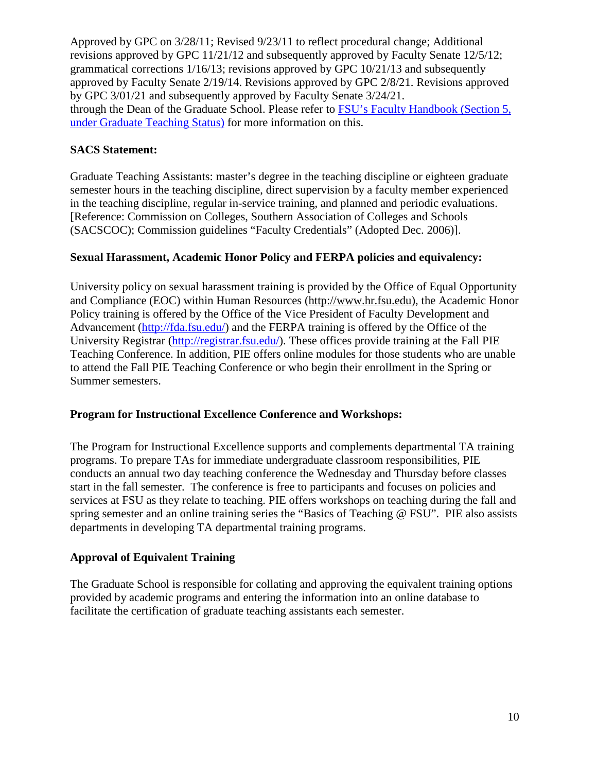Approved by GPC on 3/28/11; Revised 9/23/11 to reflect procedural change; Additional revisions approved by GPC 11/21/12 and subsequently approved by Faculty Senate 12/5/12; grammatical corrections 1/16/13; revisions approved by GPC 10/21/13 and subsequently approved by Faculty Senate 2/19/14. Revisions approved by GPC 2/8/21. Revisions approved by GPC 3/01/21 and subsequently approved by Faculty Senate 3/24/21.
through the Dean of the Graduate School. Please refer to FSU's Faculty Handbook (Section 5, under Graduate Teaching Status) for more information on this.

**SACS Statement:**

Graduate Teaching Assistants: master's degree in the teaching discipline or eighteen graduate semester hours in the teaching discipline, direct supervision by a faculty member experienced in the teaching discipline, regular in-service training, and planned and periodic evaluations. [Reference: Commission on Colleges, Southern Association of Colleges and Schools (SACSCOC); Commission guidelines "Faculty Credentials" (Adopted Dec. 2006)].

**Sexual Harassment, Academic Honor Policy and FERPA policies and equivalency:**

University policy on sexual harassment training is provided by the Office of Equal Opportunity and Compliance (EOC) within Human Resources (http://www.hr.fsu.edu), the Academic Honor Policy training is offered by the Office of the Vice President of Faculty Development and Advancement (http://fda.fsu.edu/) and the FERPA training is offered by the Office of the University Registrar (http://registrar.fsu.edu/). These offices provide training at the Fall PIE Teaching Conference. In addition, PIE offers online modules for those students who are unable to attend the Fall PIE Teaching Conference or who begin their enrollment in the Spring or Summer semesters.

**Program for Instructional Excellence Conference and Workshops:**

The Program for Instructional Excellence supports and complements departmental TA training programs. To prepare TAs for immediate undergraduate classroom responsibilities, PIE conducts an annual two day teaching conference the Wednesday and Thursday before classes start in the fall semester. The conference is free to participants and focuses on policies and services at FSU as they relate to teaching. PIE offers workshops on teaching during the fall and spring semester and an online training series the "Basics of Teaching @ FSU". PIE also assists departments in developing TA departmental training programs.

**Approval of Equivalent Training**

The Graduate School is responsible for collating and approving the equivalent training options provided by academic programs and entering the information into an online database to facilitate the certification of graduate teaching assistants each semester.